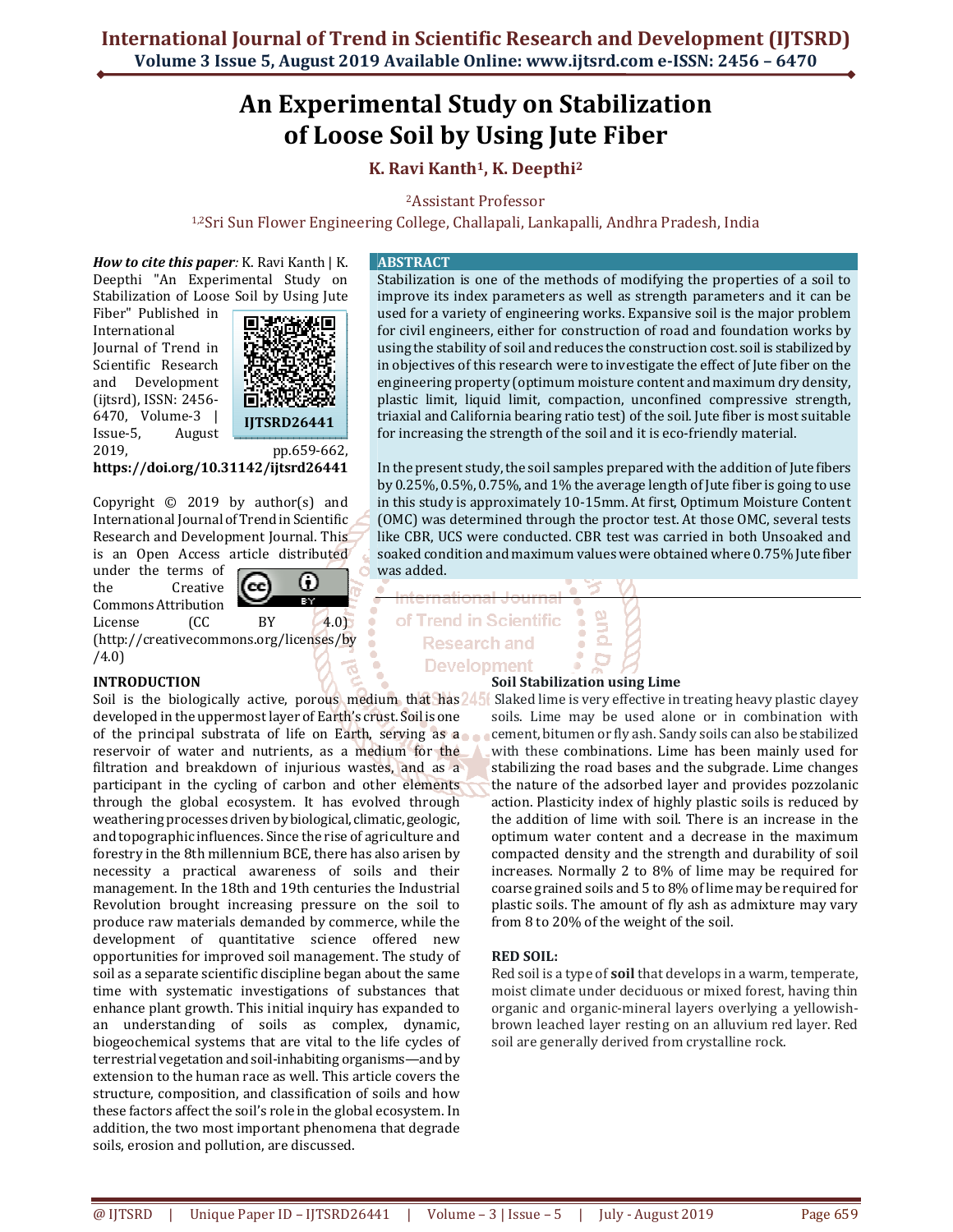# An Experimental Study on Stabilization of Loose Soil by Using Jute Fiber

**K. Ravi Kanth[1], K. Deepthi[2]**

[2]Assistant Professor

[1,2]Sri Sun Flower Engineering College, Challapali, Lankapalli, Andhra Pradesh, India

***How to cite this paper:*** K. Ravi Kanth | K. Deepthi "An Experimental Study on Stabilization of Loose Soil by Using Jute Fiber" Published in International Journal of Trend in Scientific Research and Development (ijtsrd), ISSN: 2456-6470, Volume-3 | Issue-5, August 2019, pp.659-662, **https://doi.org/10.31142/ijtsrd26441**

IJTSRD26441

Copyright © 2019 by author(s) and International Journal of Trend in Scientific Research and Development Journal. This is an Open Access article distributed under the terms of the Creative Commons Attribution License (CC BY 4.0) (http://creativecommons.org/licenses/by/4.0)

## ABSTRACT

Stabilization is one of the methods of modifying the properties of a soil to improve its index parameters as well as strength parameters and it can be used for a variety of engineering works. Expansive soil is the major problem for civil engineers, either for construction of road and foundation works by using the stability of soil and reduces the construction cost. soil is stabilized by in objectives of this research were to investigate the effect of Jute fiber on the engineering property (optimum moisture content and maximum dry density, plastic limit, liquid limit, compaction, unconfined compressive strength, triaxial and California bearing ratio test) of the soil. Jute fiber is most suitable for increasing the strength of the soil and it is eco-friendly material.

In the present study, the soil samples prepared with the addition of Jute fibers by 0.25%, 0.5%, 0.75%, and 1% the average length of Jute fiber is going to use in this study is approximately 10-15mm. At first, Optimum Moisture Content (OMC) was determined through the proctor test. At those OMC, several tests like CBR, UCS were conducted. CBR test was carried in both Unsoaked and soaked condition and maximum values were obtained where 0.75% Jute fiber was added.

## INTRODUCTION

Soil is the biologically active, porous medium that has developed in the uppermost layer of Earth's crust. Soil is one of the principal substrata of life on Earth, serving as a reservoir of water and nutrients, as a medium for the filtration and breakdown of injurious wastes, and as a participant in the cycling of carbon and other elements through the global ecosystem. It has evolved through weathering processes driven by biological, climatic, geologic, and topographic influences. Since the rise of agriculture and forestry in the 8th millennium BCE, there has also arisen by necessity a practical awareness of soils and their management. In the 18th and 19th centuries the Industrial Revolution brought increasing pressure on the soil to produce raw materials demanded by commerce, while the development of quantitative science offered new opportunities for improved soil management. The study of soil as a separate scientific discipline began about the same time with systematic investigations of substances that enhance plant growth. This initial inquiry has expanded to an understanding of soils as complex, dynamic, biogeochemical systems that are vital to the life cycles of terrestrial vegetation and soil-inhabiting organisms—and by extension to the human race as well. This article covers the structure, composition, and classification of soils and how these factors affect the soil's role in the global ecosystem. In addition, the two most important phenomena that degrade soils, erosion and pollution, are discussed.

## Soil Stabilization using Lime

Slaked lime is very effective in treating heavy plastic clayey soils. Lime may be used alone or in combination with cement, bitumen or fly ash. Sandy soils can also be stabilized with these combinations. Lime has been mainly used for stabilizing the road bases and the subgrade. Lime changes the nature of the adsorbed layer and provides pozzolanic action. Plasticity index of highly plastic soils is reduced by the addition of lime with soil. There is an increase in the optimum water content and a decrease in the maximum compacted density and the strength and durability of soil increases. Normally 2 to 8% of lime may be required for coarse grained soils and 5 to 8% of lime may be required for plastic soils. The amount of fly ash as admixture may vary from 8 to 20% of the weight of the soil.

## RED SOIL:

Red soil is a type of **soil** that develops in a warm, temperate, moist climate under deciduous or mixed forest, having thin organic and organic-mineral layers overlying a yellowish-brown leached layer resting on an alluvium red layer. Red soil are generally derived from crystalline rock.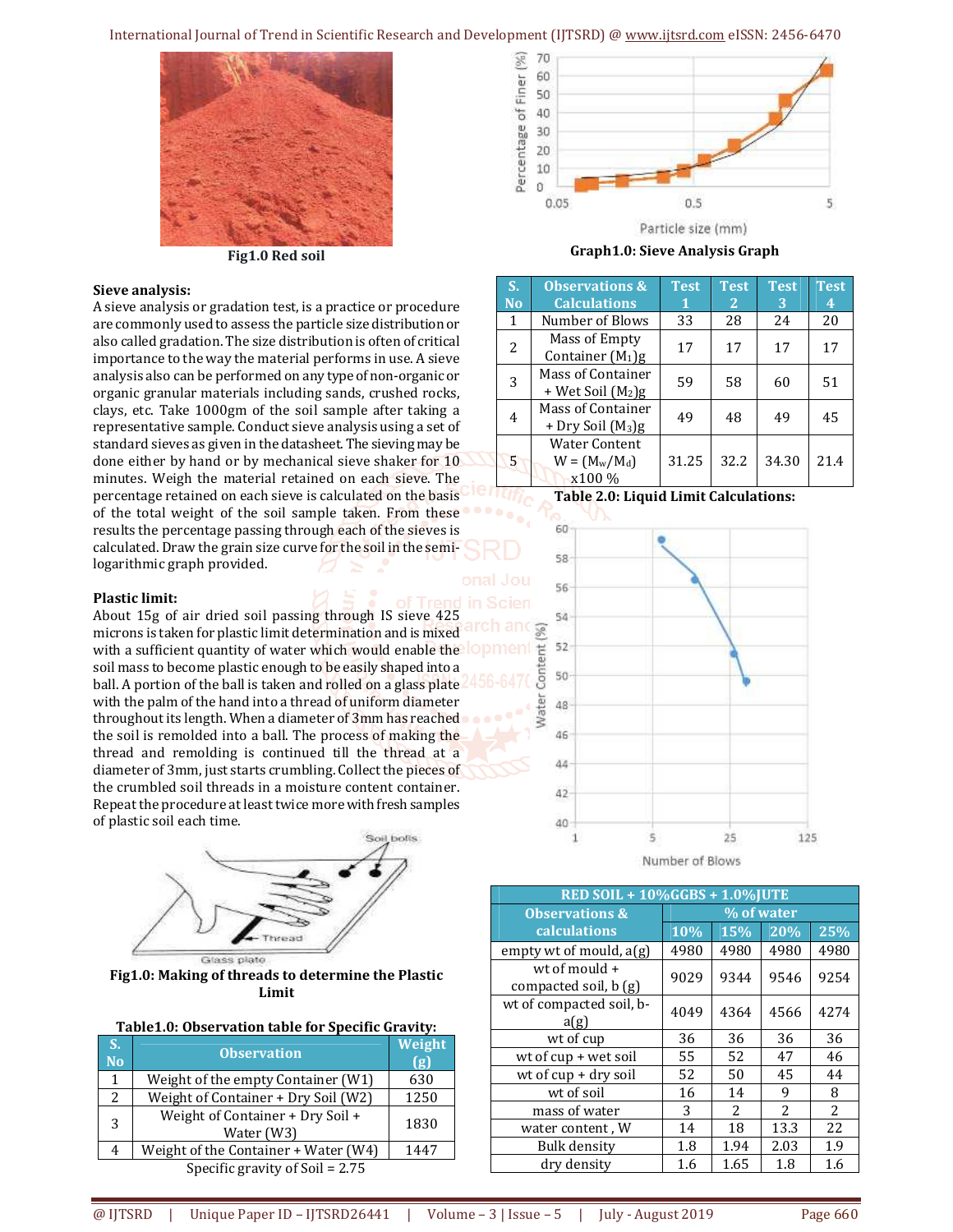Fig1.0 Red soil

Graph1.0: Sieve Analysis Graph

**Sieve analysis:**

A sieve analysis or gradation test, is a practice or procedure are commonly used to assess the particle size distribution or also called gradation. The size distribution is often of critical importance to the way the material performs in use. A sieve analysis also can be performed on any type of non-organic or organic granular materials including sands, crushed rocks, clays, etc. Take 1000gm of the soil sample after taking a representative sample. Conduct sieve analysis using a set of standard sieves as given in the datasheet. The sieving may be done either by hand or by mechanical sieve shaker for 10 minutes. Weigh the material retained on each sieve. The percentage retained on each sieve is calculated on the basis of the total weight of the soil sample taken. From these results the percentage passing through each of the sieves is calculated. Draw the grain size curve for the soil in the semi-logarithmic graph provided.

**Plastic limit:**

About 15g of air dried soil passing through IS sieve 425 microns is taken for plastic limit determination and is mixed with a sufficient quantity of water which would enable the soil mass to become plastic enough to be easily shaped into a ball. A portion of the ball is taken and rolled on a glass plate with the palm of the hand into a thread of uniform diameter throughout its length. When a diameter of 3mm has reached the soil is remolded into a ball. The process of making the thread and remolding is continued till the thread at a diameter of 3mm, just starts crumbling. Collect the pieces of the crumbled soil threads in a moisture content container. Repeat the procedure at least twice more with fresh samples of plastic soil each time.

**Fig1.0: Making of threads to determine the Plastic Limit**

**Table1.0: Observation table for Specific Gravity:**

| S. No | Observation | Weight (g) |
|---|---|---|
| 1 | Weight of the empty Container (W1) | 630 |
| 2 | Weight of Container + Dry Soil (W2) | 1250 |
| 3 | Weight of Container + Dry Soil + Water (W3) | 1830 |
| 4 | Weight of the Container + Water (W4) | 1447 |

Specific gravity of Soil = 2.75

| S. No | Observations & Calculations | Test 1 | Test 2 | Test 3 | Test 4 |
|---|---|---|---|---|---|
| 1 | Number of Blows | 33 | 28 | 24 | 20 |
| 2 | Mass of Empty Container ($M_1$)g | 17 | 17 | 17 | 17 |
| 3 | Mass of Container + Wet Soil ($M_2$)g | 59 | 58 | 60 | 51 |
| 4 | Mass of Container + Dry Soil ($M_3$)g | 49 | 48 | 49 | 45 |
| 5 | Water Content $W = (M_w/M_d) \times 100$ % | 31.25 | 32.2 | 34.30 | 21.4 |

**Table 2.0: Liquid Limit Calculations:**

| RED SOIL + 10%GGBS + 1.0%JUTE | | | | |
|---|---|---|---|---|
| Observations & calculations | % of water | | | |
| | 10% | 15% | 20% | 25% |
| empty wt of mould, a(g) | 4980 | 4980 | 4980 | 4980 |
| wt of mould + compacted soil, b (g) | 9029 | 9344 | 9546 | 9254 |
| wt of compacted soil, b-a(g) | 4049 | 4364 | 4566 | 4274 |
| wt of cup | 36 | 36 | 36 | 36 |
| wt of cup + wet soil | 55 | 52 | 47 | 46 |
| wt of cup + dry soil | 52 | 50 | 45 | 44 |
| wt of soil | 16 | 14 | 9 | 8 |
| mass of water | 3 | 2 | 2 | 2 |
| water content , W | 14 | 18 | 13.3 | 22 |
| Bulk density | 1.8 | 1.94 | 2.03 | 1.9 |
| dry density | 1.6 | 1.65 | 1.8 | 1.6 |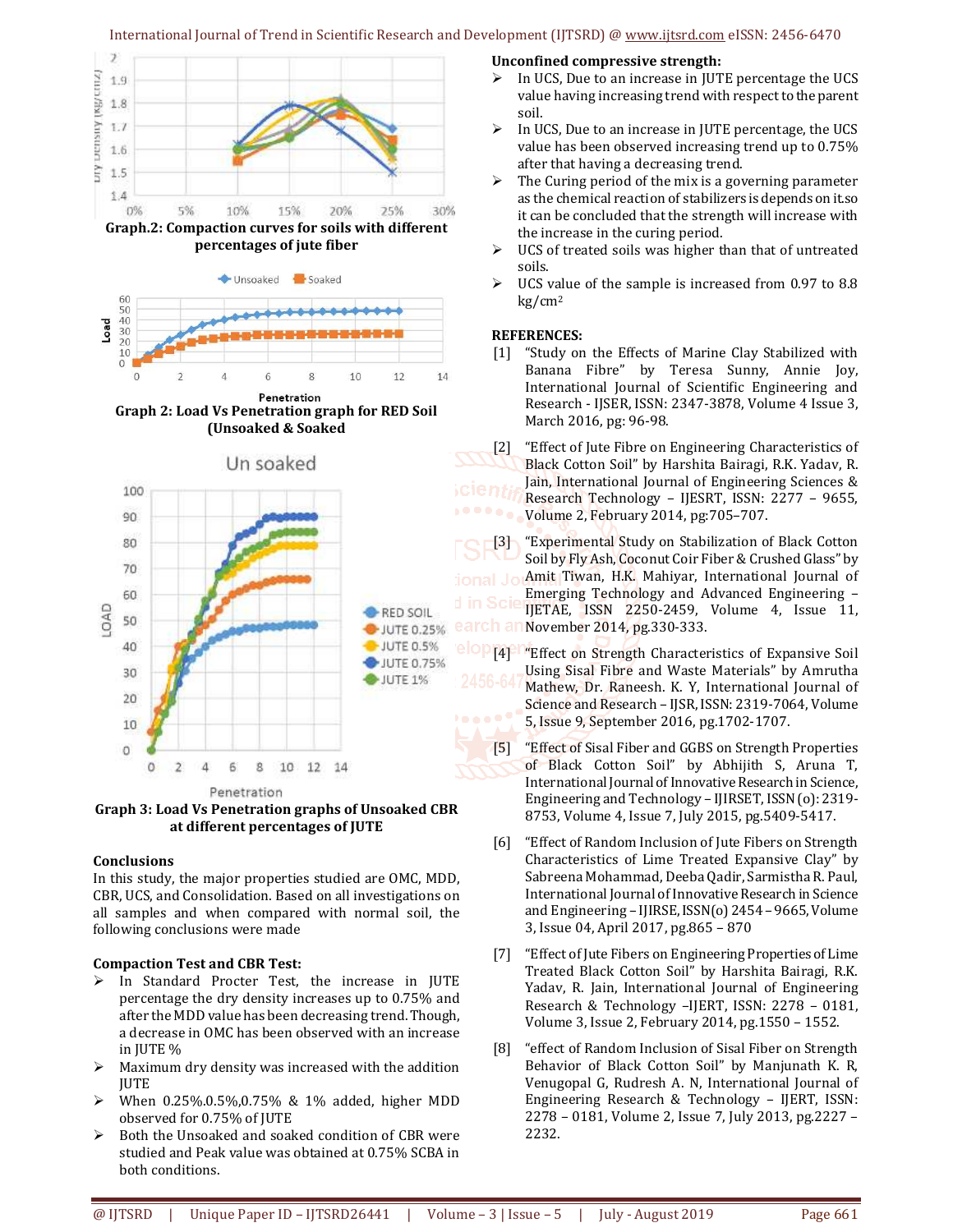Graph.2: Compaction curves for soils with different percentages of jute fiber

Graph 2: Load Vs Penetration graph for RED Soil (Unsoaked & Soaked

Graph 3: Load Vs Penetration graphs of Unsoaked CBR at different percentages of JUTE

### Conclusions

In this study, the major properties studied are OMC, MDD, CBR, UCS, and Consolidation. Based on all investigations on all samples and when compared with normal soil, the following conclusions were made

**Compaction Test and CBR Test:**

- In Standard Procter Test, the increase in JUTE percentage the dry density increases up to 0.75% and after the MDD value has been decreasing trend. Though, a decrease in OMC has been observed with an increase in JUTE %
- Maximum dry density was increased with the addition JUTE
- When 0.25%,0.5%,0.75% & 1% added, higher MDD observed for 0.75% of JUTE
- Both the Unsoaked and soaked condition of CBR were studied and Peak value was obtained at 0.75% SCBA in both conditions.

**Unconfined compressive strength:**

- In UCS, Due to an increase in JUTE percentage the UCS value having increasing trend with respect to the parent soil.
- In UCS, Due to an increase in JUTE percentage, the UCS value has been observed increasing trend up to 0.75% after that having a decreasing trend.
- The Curing period of the mix is a governing parameter as the chemical reaction of stabilizers is depends on it.so it can be concluded that the strength will increase with the increase in the curing period.
- UCS of treated soils was higher than that of untreated soils.
- UCS value of the sample is increased from 0.97 to 8.8 kg/cm$^2$

### REFERENCES:

[1] "Study on the Effects of Marine Clay Stabilized with Banana Fibre" by Teresa Sunny, Annie Joy, International Journal of Scientific Engineering and Research - IJSER, ISSN: 2347-3878, Volume 4 Issue 3, March 2016, pg: 96-98.

[2] "Effect of Jute Fibre on Engineering Characteristics of Black Cotton Soil" by Harshita Bairagi, R.K. Yadav, R. Jain, International Journal of Engineering Sciences & Research Technology – IJESRT, ISSN: 2277 – 9655, Volume 2, February 2014, pg:705–707.

[3] "Experimental Study on Stabilization of Black Cotton Soil by Fly Ash, Coconut Coir Fiber & Crushed Glass" by Amit Tiwari, H.K. Mahiyar, International Journal of Emerging Technology and Advanced Engineering – IJETAE, ISSN 2250-2459, Volume 4, Issue 11, November 2014, pg.330-333.

[4] "Effect on Strength Characteristics of Expansive Soil Using Sisal Fibre and Waste Materials" by Amrutha Mathew, Dr. Raneesh. K. Y, International Journal of Science and Research – IJSR, ISSN: 2319-7064, Volume 5, Issue 9, September 2016, pg.1702-1707.

[5] "Effect of Sisal Fiber and GGBS on Strength Properties of Black Cotton Soil" by Abhijith S, Aruna T, International Journal of Innovative Research in Science, Engineering and Technology – IJIRSET, ISSN (o): 2319-8753, Volume 4, Issue 7, July 2015, pg.5409-5417.

[6] "Effect of Random Inclusion of Jute Fibers on Strength Characteristics of Lime Treated Expansive Clay" by Sabreena Mohammad, Deeba Qadir, Sarmistha R. Paul, International Journal of Innovative Research in Science and Engineering – IJIRSE, ISSN(o) 2454 – 9665, Volume 3, Issue 04, April 2017, pg.865 – 870

[7] "Effect of Jute Fibers on Engineering Properties of Lime Treated Black Cotton Soil" by Harshita Bairagi, R.K. Yadav, R. Jain, International Journal of Engineering Research & Technology –IJERT, ISSN: 2278 – 0181, Volume 3, Issue 2, February 2014, pg.1550 – 1552.

[8] "effect of Random Inclusion of Sisal Fiber on Strength Behavior of Black Cotton Soil" by Manjunath K. R, Venugopal G, Rudresh A. N, International Journal of Engineering Research & Technology – IJERT, ISSN: 2278 – 0181, Volume 2, Issue 7, July 2013, pg.2227 – 2232.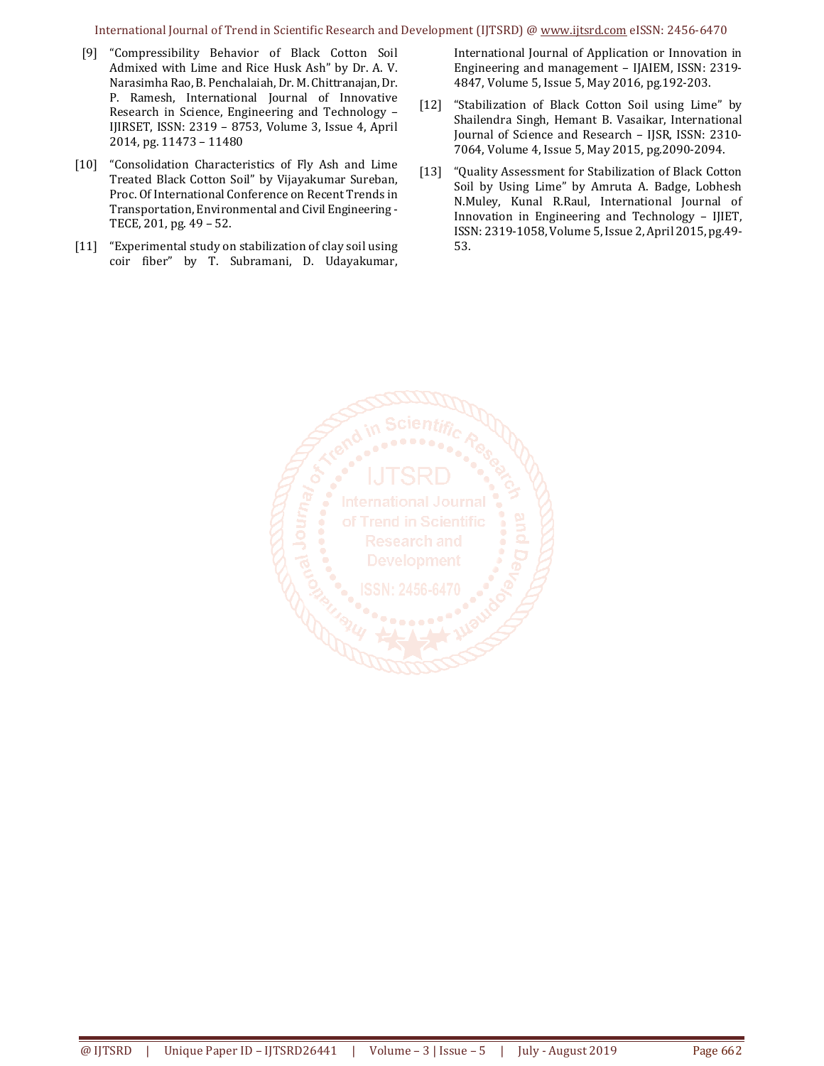[9] "Compressibility Behavior of Black Cotton Soil Admixed with Lime and Rice Husk Ash" by Dr. A. V. Narasimha Rao, B. Penchalaiah, Dr. M. Chittranajan, Dr. P. Ramesh, International Journal of Innovative Research in Science, Engineering and Technology – IJIRSET, ISSN: 2319 – 8753, Volume 3, Issue 4, April 2014, pg. 11473 – 11480

[10] "Consolidation Characteristics of Fly Ash and Lime Treated Black Cotton Soil" by Vijayakumar Sureban, Proc. Of International Conference on Recent Trends in Transportation, Environmental and Civil Engineering - TECE, 201, pg. 49 – 52.

[11] "Experimental study on stabilization of clay soil using coir fiber" by T. Subramani, D. Udayakumar, International Journal of Application or Innovation in Engineering and management – IJAIEM, ISSN: 2319-4847, Volume 5, Issue 5, May 2016, pg.192-203.

[12] "Stabilization of Black Cotton Soil using Lime" by Shailendra Singh, Hemant B. Vasaikar, International Journal of Science and Research – IJSR, ISSN: 2310-7064, Volume 4, Issue 5, May 2015, pg.2090-2094.

[13] "Quality Assessment for Stabilization of Black Cotton Soil by Using Lime" by Amruta A. Badge, Lobhesh N.Muley, Kunal R.Raul, International Journal of Innovation in Engineering and Technology – IJIET, ISSN: 2319-1058, Volume 5, Issue 2, April 2015, pg.49-53.